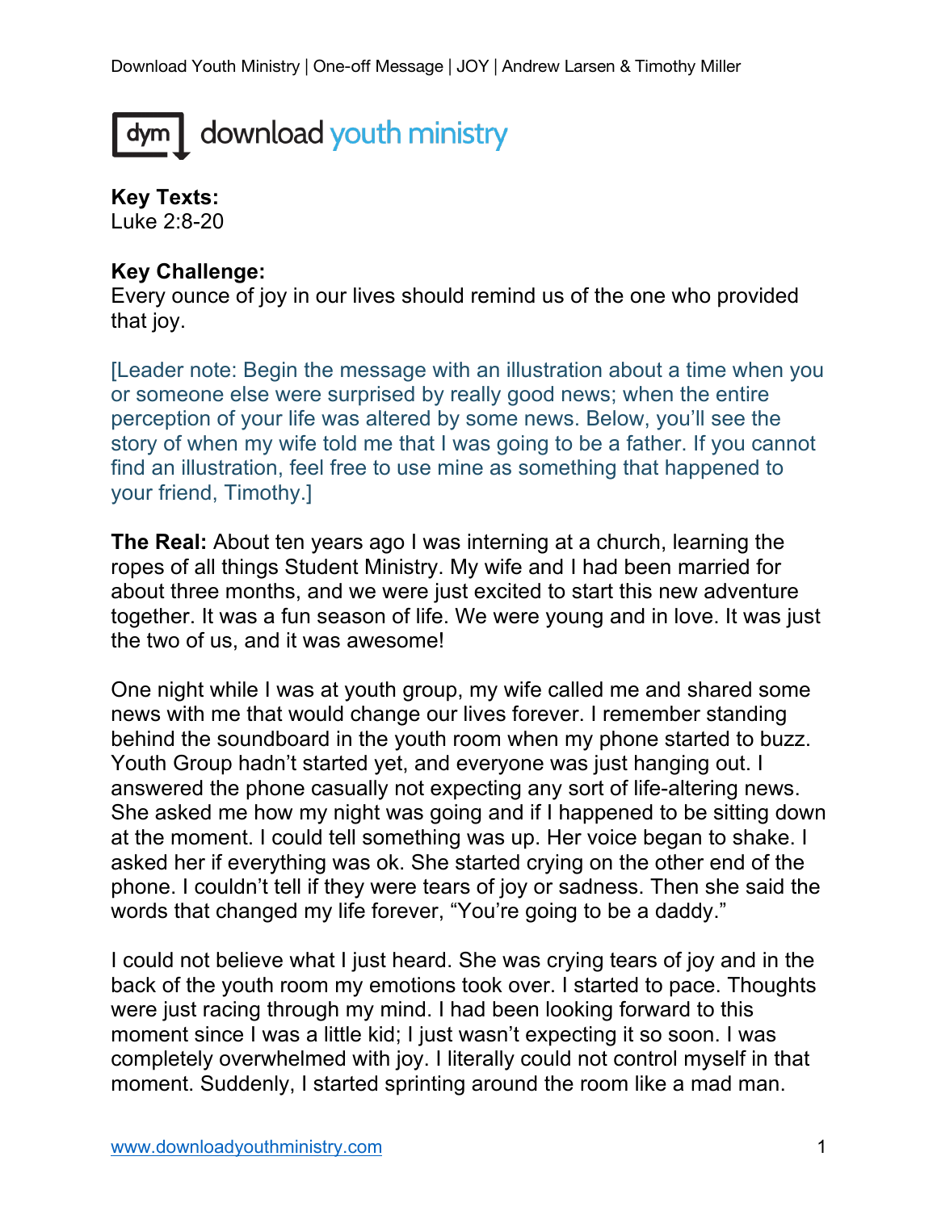**Key Texts:**
Luke 2:8-20

**Key Challenge:**
Every ounce of joy in our lives should remind us of the one who provided that joy.

[Leader note: Begin the message with an illustration about a time when you or someone else were surprised by really good news; when the entire perception of your life was altered by some news. Below, you'll see the story of when my wife told me that I was going to be a father. If you cannot find an illustration, feel free to use mine as something that happened to your friend, Timothy.]

**The Real:** About ten years ago I was interning at a church, learning the ropes of all things Student Ministry. My wife and I had been married for about three months, and we were just excited to start this new adventure together. It was a fun season of life. We were young and in love. It was just the two of us, and it was awesome!

One night while I was at youth group, my wife called me and shared some news with me that would change our lives forever. I remember standing behind the soundboard in the youth room when my phone started to buzz. Youth Group hadn't started yet, and everyone was just hanging out. I answered the phone casually not expecting any sort of life-altering news. She asked me how my night was going and if I happened to be sitting down at the moment. I could tell something was up. Her voice began to shake. I asked her if everything was ok. She started crying on the other end of the phone. I couldn't tell if they were tears of joy or sadness. Then she said the words that changed my life forever, "You're going to be a daddy."

I could not believe what I just heard. She was crying tears of joy and in the back of the youth room my emotions took over. I started to pace. Thoughts were just racing through my mind. I had been looking forward to this moment since I was a little kid; I just wasn't expecting it so soon. I was completely overwhelmed with joy. I literally could not control myself in that moment. Suddenly, I started sprinting around the room like a mad man.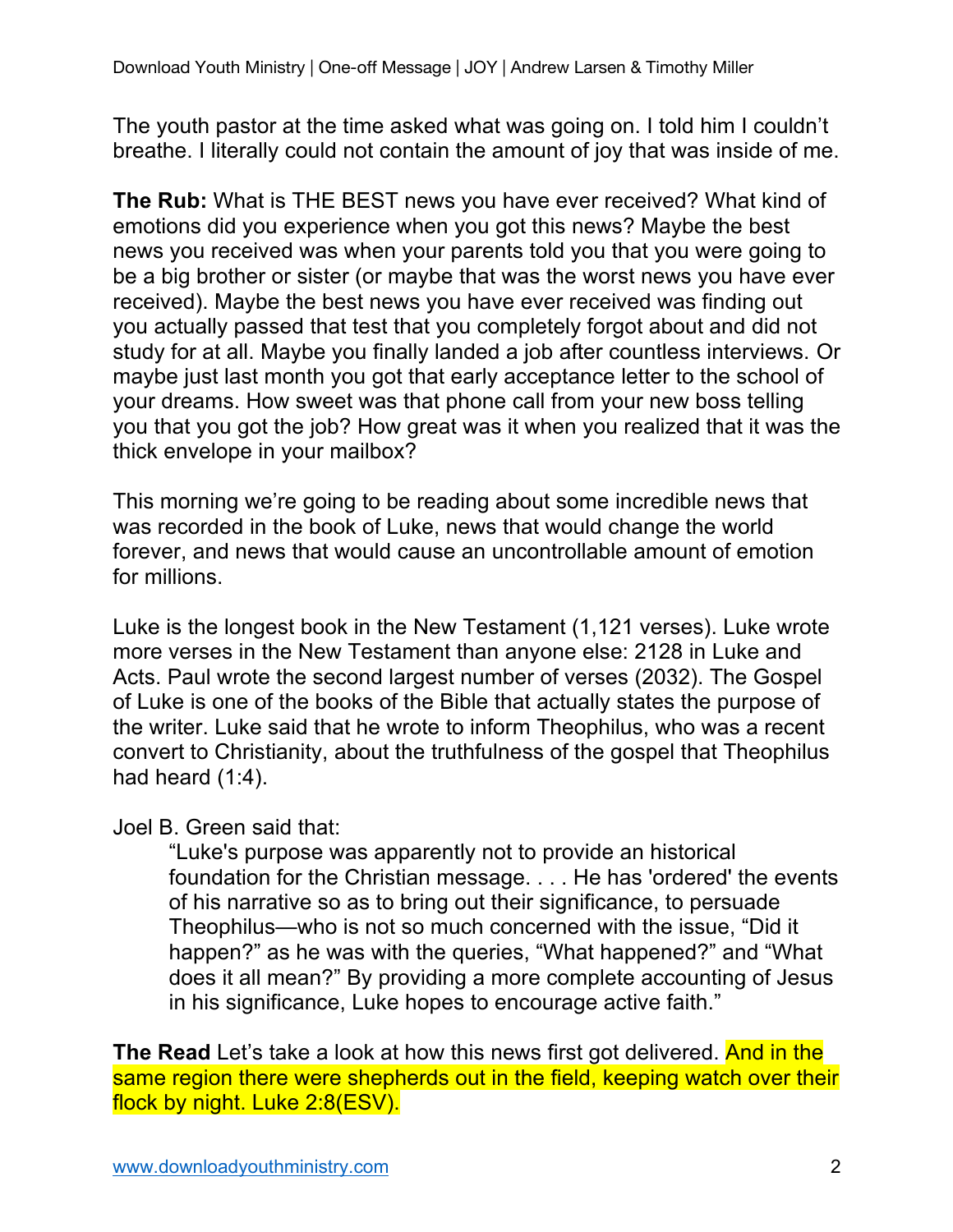The youth pastor at the time asked what was going on. I told him I couldn't breathe. I literally could not contain the amount of joy that was inside of me.

**The Rub:** What is THE BEST news you have ever received? What kind of emotions did you experience when you got this news? Maybe the best news you received was when your parents told you that you were going to be a big brother or sister (or maybe that was the worst news you have ever received). Maybe the best news you have ever received was finding out you actually passed that test that you completely forgot about and did not study for at all. Maybe you finally landed a job after countless interviews. Or maybe just last month you got that early acceptance letter to the school of your dreams. How sweet was that phone call from your new boss telling you that you got the job? How great was it when you realized that it was the thick envelope in your mailbox?

This morning we're going to be reading about some incredible news that was recorded in the book of Luke, news that would change the world forever, and news that would cause an uncontrollable amount of emotion for millions.

Luke is the longest book in the New Testament (1,121 verses). Luke wrote more verses in the New Testament than anyone else: 2128 in Luke and Acts. Paul wrote the second largest number of verses (2032). The Gospel of Luke is one of the books of the Bible that actually states the purpose of the writer. Luke said that he wrote to inform Theophilus, who was a recent convert to Christianity, about the truthfulness of the gospel that Theophilus had heard (1:4).

Joel B. Green said that:

> "Luke's purpose was apparently not to provide an historical foundation for the Christian message. . . . He has 'ordered' the events of his narrative so as to bring out their significance, to persuade Theophilus—who is not so much concerned with the issue, "Did it happen?" as he was with the queries, "What happened?" and "What does it all mean?" By providing a more complete accounting of Jesus in his significance, Luke hopes to encourage active faith."

**The Read** Let's take a look at how this news first got delivered. And in the same region there were shepherds out in the field, keeping watch over their flock by night. Luke 2:8(ESV).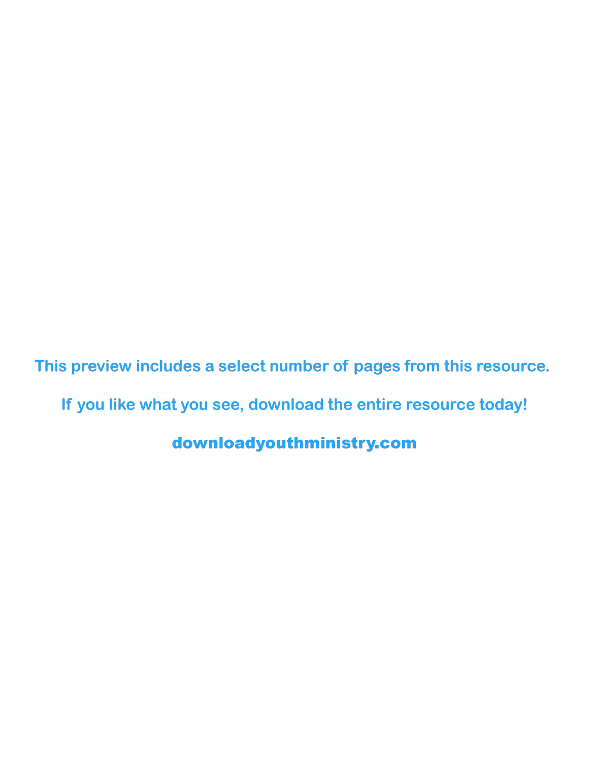This preview includes a select number of pages from this resource.

If you like what you see, download the entire resource today!

**downloadyouthministry.com**